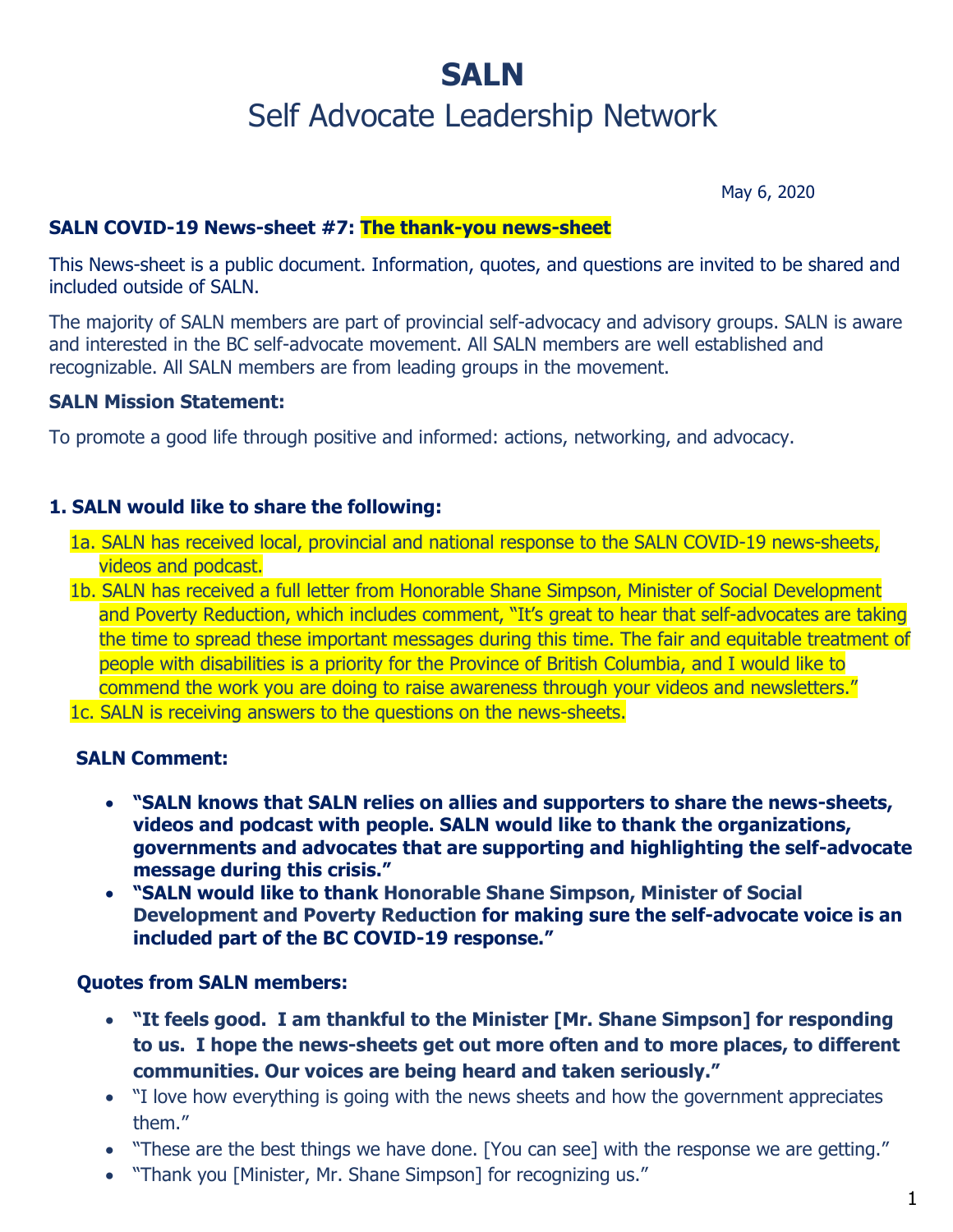# SALN

## Self Advocate Leadership Network

May 6, 2020

**SALN COVID-19 News-sheet #7: The thank-you news-sheet**

This News-sheet is a public document. Information, quotes, and questions are invited to be shared and included outside of SALN.

The majority of SALN members are part of provincial self-advocacy and advisory groups. SALN is aware and interested in the BC self-advocate movement. All SALN members are well established and recognizable. All SALN members are from leading groups in the movement.

**SALN Mission Statement:**

To promote a good life through positive and informed: actions, networking, and advocacy.

**1. SALN would like to share the following:**

1a. SALN has received local, provincial and national response to the SALN COVID-19 news-sheets, videos and podcast.

1b. SALN has received a full letter from Honorable Shane Simpson, Minister of Social Development and Poverty Reduction, which includes comment, "It's great to hear that self-advocates are taking the time to spread these important messages during this time. The fair and equitable treatment of people with disabilities is a priority for the Province of British Columbia, and I would like to commend the work you are doing to raise awareness through your videos and newsletters."

1c. SALN is receiving answers to the questions on the news-sheets.

**SALN Comment:**

- **"SALN knows that SALN relies on allies and supporters to share the news-sheets, videos and podcast with people. SALN would like to thank the organizations, governments and advocates that are supporting and highlighting the self-advocate message during this crisis."**
- **"SALN would like to thank Honorable Shane Simpson, Minister of Social Development and Poverty Reduction for making sure the self-advocate voice is an included part of the BC COVID-19 response."**

**Quotes from SALN members:**

- **"It feels good. I am thankful to the Minister [Mr. Shane Simpson] for responding to us. I hope the news-sheets get out more often and to more places, to different communities. Our voices are being heard and taken seriously."**
- "I love how everything is going with the news sheets and how the government appreciates them."
- "These are the best things we have done. [You can see] with the response we are getting."
- "Thank you [Minister, Mr. Shane Simpson] for recognizing us."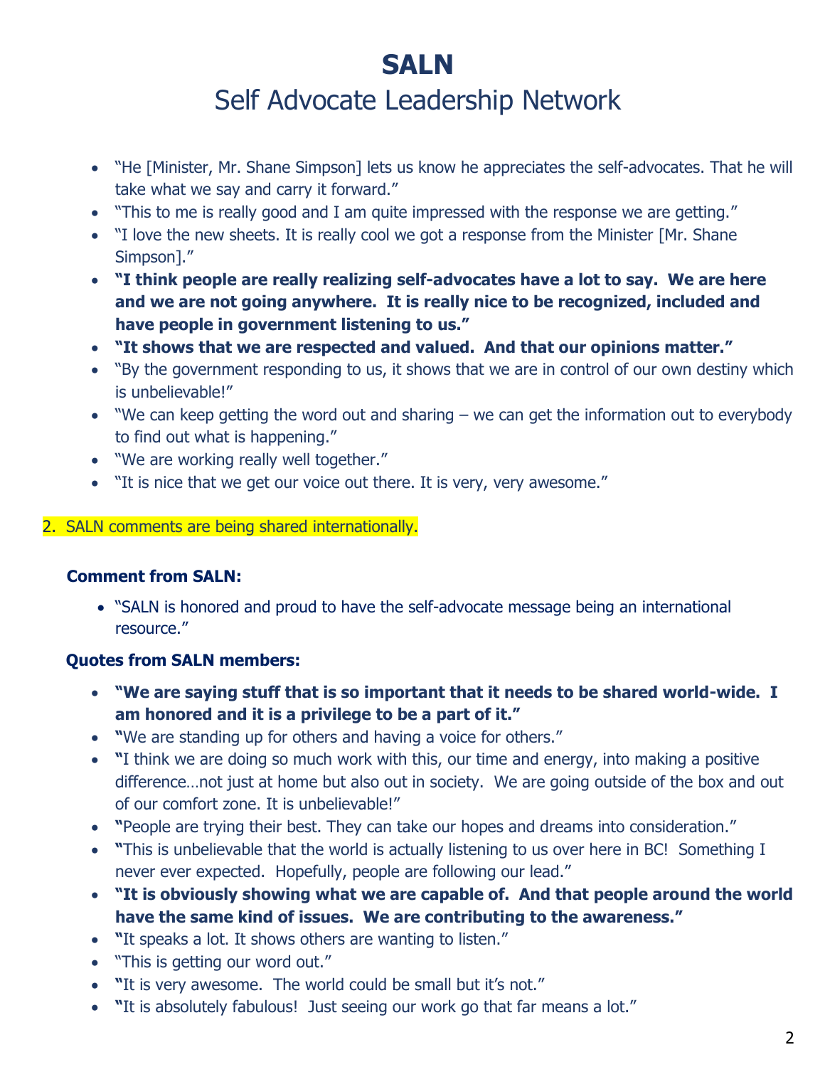# SALN

## Self Advocate Leadership Network

- "He [Minister, Mr. Shane Simpson] lets us know he appreciates the self-advocates. That he will take what we say and carry it forward."
- "This to me is really good and I am quite impressed with the response we are getting."
- "I love the new sheets. It is really cool we got a response from the Minister [Mr. Shane Simpson]."
- **"I think people are really realizing self-advocates have a lot to say. We are here and we are not going anywhere. It is really nice to be recognized, included and have people in government listening to us."**
- **"It shows that we are respected and valued. And that our opinions matter."**
- "By the government responding to us, it shows that we are in control of our own destiny which is unbelievable!"
- "We can keep getting the word out and sharing – we can get the information out to everybody to find out what is happening."
- "We are working really well together."
- "It is nice that we get our voice out there. It is very, very awesome."

2. SALN comments are being shared internationally.

**Comment from SALN:**

- "SALN is honored and proud to have the self-advocate message being an international resource."

**Quotes from SALN members:**

- **"We are saying stuff that is so important that it needs to be shared world-wide. I am honored and it is a privilege to be a part of it."**
- "We are standing up for others and having a voice for others."
- "I think we are doing so much work with this, our time and energy, into making a positive difference…not just at home but also out in society. We are going outside of the box and out of our comfort zone. It is unbelievable!"
- "People are trying their best. They can take our hopes and dreams into consideration."
- "This is unbelievable that the world is actually listening to us over here in BC! Something I never ever expected. Hopefully, people are following our lead."
- **"It is obviously showing what we are capable of. And that people around the world have the same kind of issues. We are contributing to the awareness."**
- "It speaks a lot. It shows others are wanting to listen."
- "This is getting our word out."
- "It is very awesome. The world could be small but it's not."
- "It is absolutely fabulous! Just seeing our work go that far means a lot."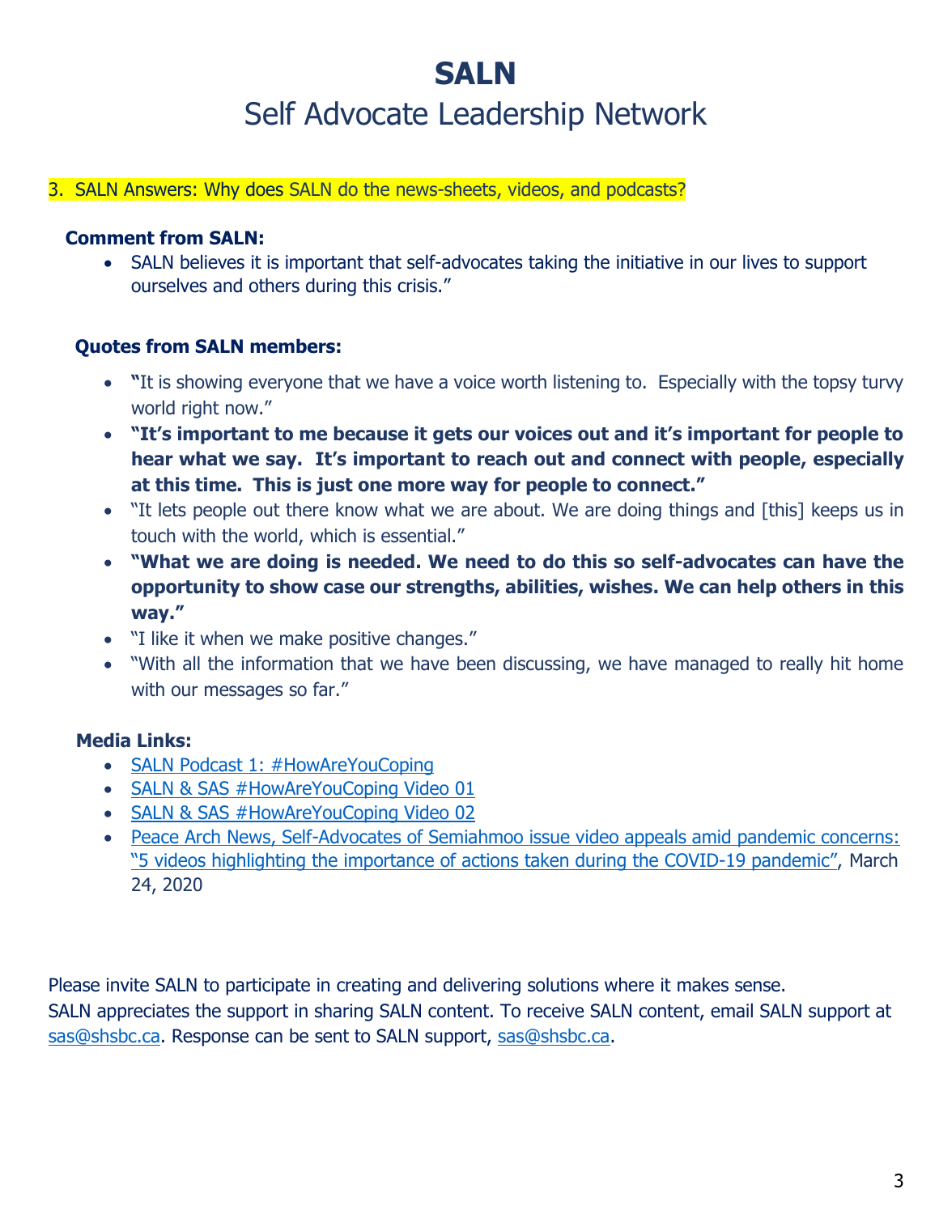# SALN

## Self Advocate Leadership Network

3. SALN Answers: Why does SALN do the news-sheets, videos, and podcasts?

**Comment from SALN:**

- SALN believes it is important that self-advocates taking the initiative in our lives to support ourselves and others during this crisis."

**Quotes from SALN members:**

- **"**It is showing everyone that we have a voice worth listening to. Especially with the topsy turvy world right now."
- **"It's important to me because it gets our voices out and it's important for people to hear what we say. It's important to reach out and connect with people, especially at this time. This is just one more way for people to connect."**
- "It lets people out there know what we are about. We are doing things and [this] keeps us in touch with the world, which is essential."
- **"What we are doing is needed. We need to do this so self-advocates can have the opportunity to show case our strengths, abilities, wishes. We can help others in this way."**
- "I like it when we make positive changes."
- "With all the information that we have been discussing, we have managed to really hit home with our messages so far."

**Media Links:**

- SALN Podcast 1: #HowAreYouCoping
- SALN & SAS #HowAreYouCoping Video 01
- SALN & SAS #HowAreYouCoping Video 02
- Peace Arch News, Self-Advocates of Semiahmoo issue video appeals amid pandemic concerns: "5 videos highlighting the importance of actions taken during the COVID-19 pandemic", March 24, 2020

Please invite SALN to participate in creating and delivering solutions where it makes sense.
SALN appreciates the support in sharing SALN content. To receive SALN content, email SALN support at sas@shsbc.ca. Response can be sent to SALN support, sas@shsbc.ca.